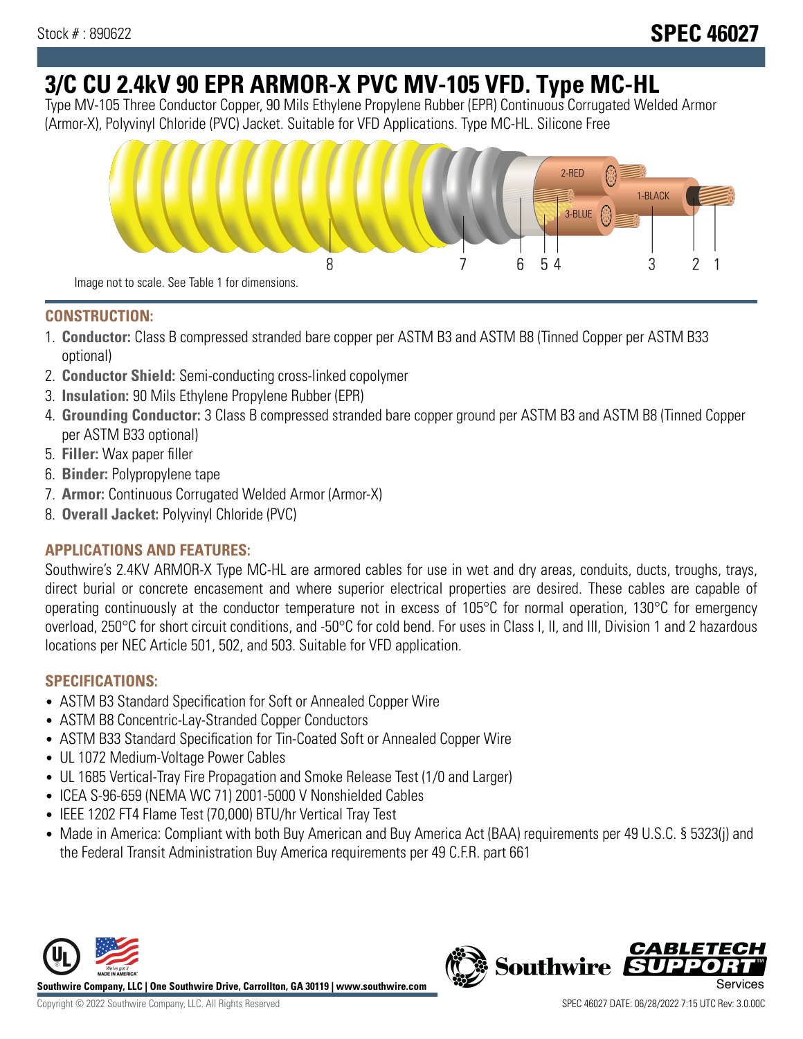Stock # : 890622

**SPEC 46027**

# 3/C CU 2.4kV 90 EPR ARMOR-X PVC MV-105 VFD. Type MC-HL

Type MV-105 Three Conductor Copper, 90 Mils Ethylene Propylene Rubber (EPR) Continuous Corrugated Welded Armor (Armor-X), Polyvinyl Chloride (PVC) Jacket. Suitable for VFD Applications. Type MC-HL. Silicone Free

Image not to scale. See Table 1 for dimensions.

## CONSTRUCTION:

1. **Conductor:** Class B compressed stranded bare copper per ASTM B3 and ASTM B8 (Tinned Copper per ASTM B33 optional)
2. **Conductor Shield:** Semi-conducting cross-linked copolymer
3. **Insulation:** 90 Mils Ethylene Propylene Rubber (EPR)
4. **Grounding Conductor:** 3 Class B compressed stranded bare copper ground per ASTM B3 and ASTM B8 (Tinned Copper per ASTM B33 optional)
5. **Filler:** Wax paper filler
6. **Binder:** Polypropylene tape
7. **Armor:** Continuous Corrugated Welded Armor (Armor-X)
8. **Overall Jacket:** Polyvinyl Chloride (PVC)

## APPLICATIONS AND FEATURES:

Southwire's 2.4KV ARMOR-X Type MC-HL are armored cables for use in wet and dry areas, conduits, ducts, troughs, trays, direct burial or concrete encasement and where superior electrical properties are desired. These cables are capable of operating continuously at the conductor temperature not in excess of 105°C for normal operation, 130°C for emergency overload, 250°C for short circuit conditions, and -50°C for cold bend. For uses in Class I, II, and III, Division 1 and 2 hazardous locations per NEC Article 501, 502, and 503. Suitable for VFD application.

## SPECIFICATIONS:

- ASTM B3 Standard Specification for Soft or Annealed Copper Wire
- ASTM B8 Concentric-Lay-Stranded Copper Conductors
- ASTM B33 Standard Specification for Tin-Coated Soft or Annealed Copper Wire
- UL 1072 Medium-Voltage Power Cables
- UL 1685 Vertical-Tray Fire Propagation and Smoke Release Test (1/0 and Larger)
- ICEA S-96-659 (NEMA WC 71) 2001-5000 V Nonshielded Cables
- IEEE 1202 FT4 Flame Test (70,000) BTU/hr Vertical Tray Test
- Made in America: Compliant with both Buy American and Buy America Act (BAA) requirements per 49 U.S.C. § 5323(j) and the Federal Transit Administration Buy America requirements per 49 C.F.R. part 661

**Southwire Company, LLC | One Southwire Drive, Carrollton, GA 30119 | www.southwire.com**

Copyright © 2022 Southwire Company, LLC. All Rights Reserved

SPEC 46027 DATE: 06/28/2022 7:15 UTC Rev: 3.0.00C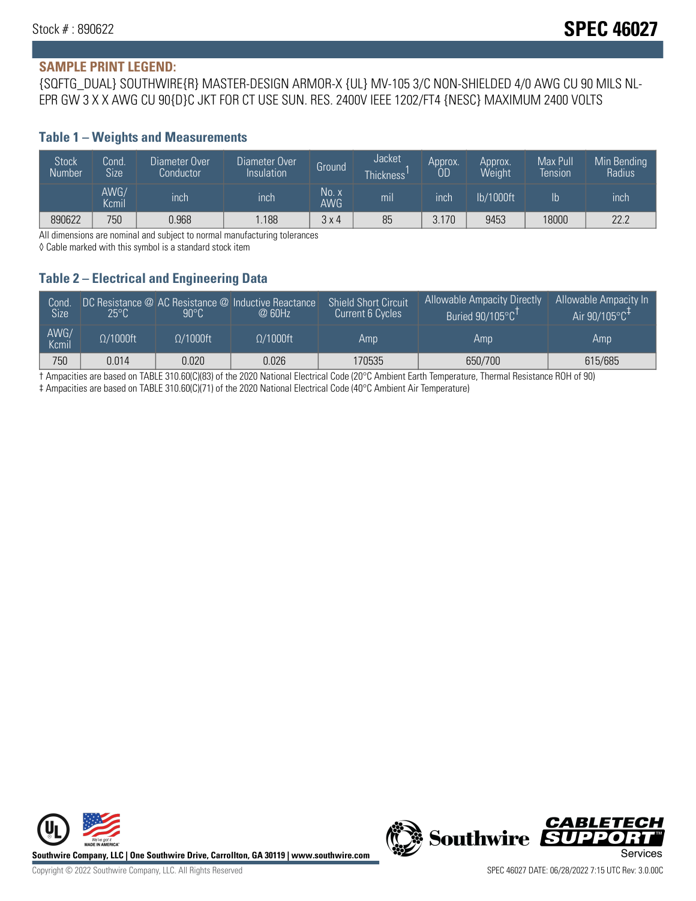Stock # : 890622

# SPEC 46027

**SAMPLE PRINT LEGEND:**

{SQFTG_DUAL} SOUTHWIRE{R} MASTER-DESIGN ARMOR-X {UL} MV-105 3/C NON-SHIELDED 4/0 AWG CU 90 MILS NL-EPR GW 3 X X AWG CU 90{D}C JKT FOR CT USE SUN. RES. 2400V IEEE 1202/FT4 {NESC} MAXIMUM 2400 VOLTS

## Table 1 – Weights and Measurements

| Stock Number | Cond. Size | Diameter Over Conductor | Diameter Over Insulation | Ground | Jacket Thickness[1] | Approx. OD | Approx. Weight | Max Pull Tension | Min Bending Radius |
|---|---|---|---|---|---|---|---|---|---|
| | AWG/ Kcmil | inch | inch | No. x AWG | mil | inch | lb/1000ft | lb | inch |
| 890622 | 750 | 0.968 | 1.188 | 3 x 4 | 85 | 3.170 | 9453 | 18000 | 22.2 |

All dimensions are nominal and subject to normal manufacturing tolerances

◊ Cable marked with this symbol is a standard stock item

## Table 2 – Electrical and Engineering Data

| Cond. Size | DC Resistance @ 25°C | AC Resistance @ 90°C | Inductive Reactance @ 60Hz | Shield Short Circuit Current 6 Cycles | Allowable Ampacity Directly Buried 90/105°C† | Allowable Ampacity In Air 90/105°C‡ |
|---|---|---|---|---|---|---|
| AWG/ Kcmil | Ω/1000ft | Ω/1000ft | Ω/1000ft | Amp | Amp | Amp |
| 750 | 0.014 | 0.020 | 0.026 | 170535 | 650/700 | 615/685 |

† Ampacities are based on TABLE 310.60(C)(83) of the 2020 National Electrical Code (20°C Ambient Earth Temperature, Thermal Resistance ROH of 90)

‡ Ampacities are based on TABLE 310.60(C)(71) of the 2020 National Electrical Code (40°C Ambient Air Temperature)

Southwire Company, LLC | One Southwire Drive, Carrollton, GA 30119 | www.southwire.com

Copyright © 2022 Southwire Company, LLC. All Rights Reserved

SPEC 46027 DATE: 06/28/2022 7:15 UTC Rev: 3.0.00C